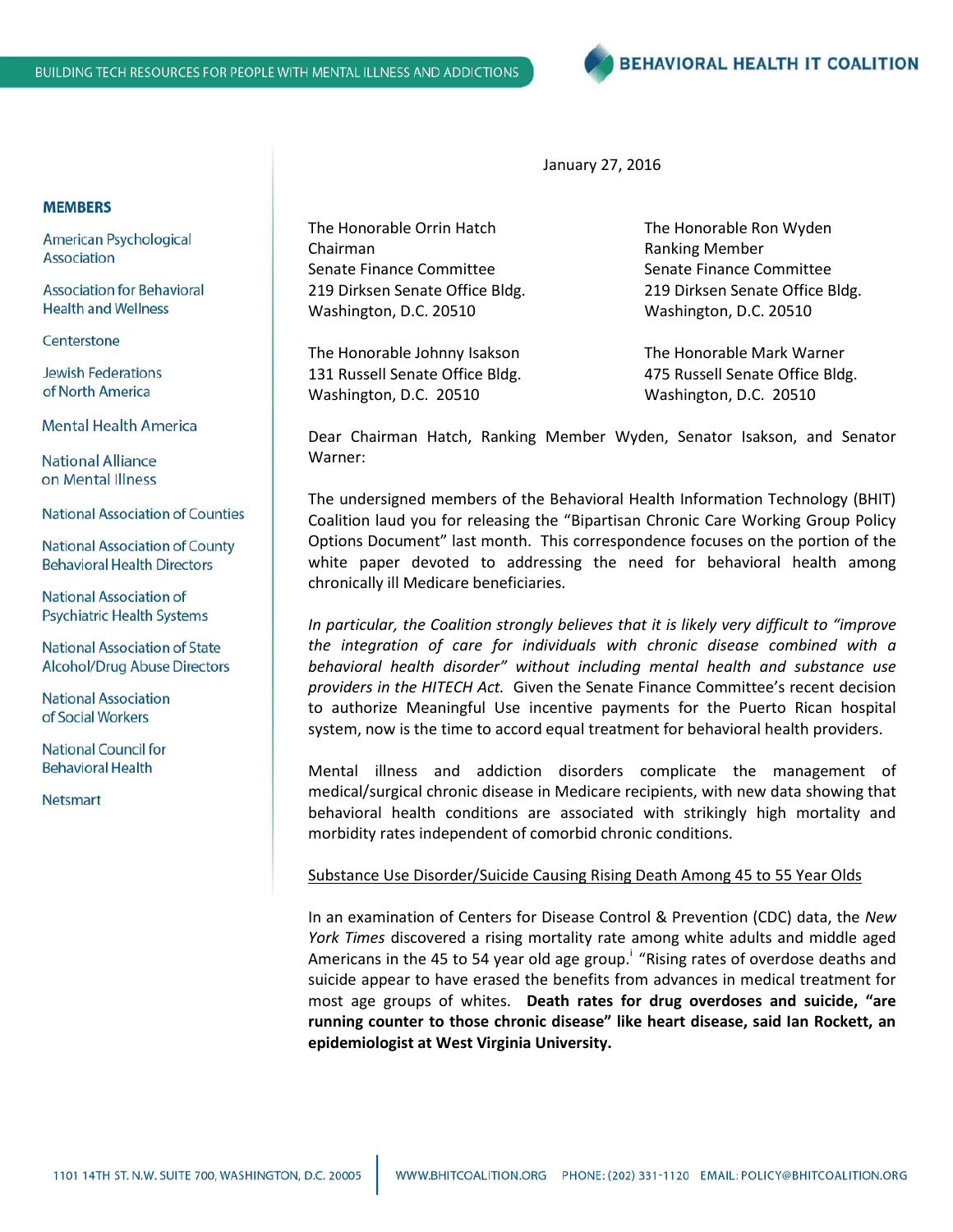BUILDING TECH RESOURCES FOR PEOPLE WITH MENTAL ILLNESS AND ADDICTIONS

**BEHAVIORAL HEALTH IT COALITION**

**MEMBERS**

- American Psychological Association
- Association for Behavioral Health and Wellness
- Centerstone
- Jewish Federations of North America
- Mental Health America
- National Alliance on Mental Illness
- National Association of Counties
- National Association of County Behavioral Health Directors
- National Association of Psychiatric Health Systems
- National Association of State Alcohol/Drug Abuse Directors
- National Association of Social Workers
- National Council for Behavioral Health
- Netsmart

January 27, 2016

The Honorable Orrin Hatch
Chairman
Senate Finance Committee
219 Dirksen Senate Office Bldg.
Washington, D.C. 20510

The Honorable Ron Wyden
Ranking Member
Senate Finance Committee
219 Dirksen Senate Office Bldg.
Washington, D.C. 20510

The Honorable Johnny Isakson
131 Russell Senate Office Bldg.
Washington, D.C. 20510

The Honorable Mark Warner
475 Russell Senate Office Bldg.
Washington, D.C. 20510

Dear Chairman Hatch, Ranking Member Wyden, Senator Isakson, and Senator Warner:

The undersigned members of the Behavioral Health Information Technology (BHIT) Coalition laud you for releasing the "Bipartisan Chronic Care Working Group Policy Options Document" last month. This correspondence focuses on the portion of the white paper devoted to addressing the need for behavioral health among chronically ill Medicare beneficiaries.

*In particular, the Coalition strongly believes that it is likely very difficult to "improve the integration of care for individuals with chronic disease combined with a behavioral health disorder" without including mental health and substance use providers in the HITECH Act.* Given the Senate Finance Committee's recent decision to authorize Meaningful Use incentive payments for the Puerto Rican hospital system, now is the time to accord equal treatment for behavioral health providers.

Mental illness and addiction disorders complicate the management of medical/surgical chronic disease in Medicare recipients, with new data showing that behavioral health conditions are associated with strikingly high mortality and morbidity rates independent of comorbid chronic conditions.

<u>Substance Use Disorder/Suicide Causing Rising Death Among 45 to 55 Year Olds</u>

In an examination of Centers for Disease Control & Prevention (CDC) data, the *New York Times* discovered a rising mortality rate among white adults and middle aged Americans in the 45 to 54 year old age group.[i] "Rising rates of overdose deaths and suicide appear to have erased the benefits from advances in medical treatment for most age groups of whites. **Death rates for drug overdoses and suicide, "are running counter to those chronic disease" like heart disease, said Ian Rockett, an epidemiologist at West Virginia University.**

1101 14TH ST. N.W. SUITE 700, WASHINGTON, D.C. 20005 | WWW.BHITCOALITION.ORG PHONE: (202) 331-1120 EMAIL: POLICY@BHITCOALITION.ORG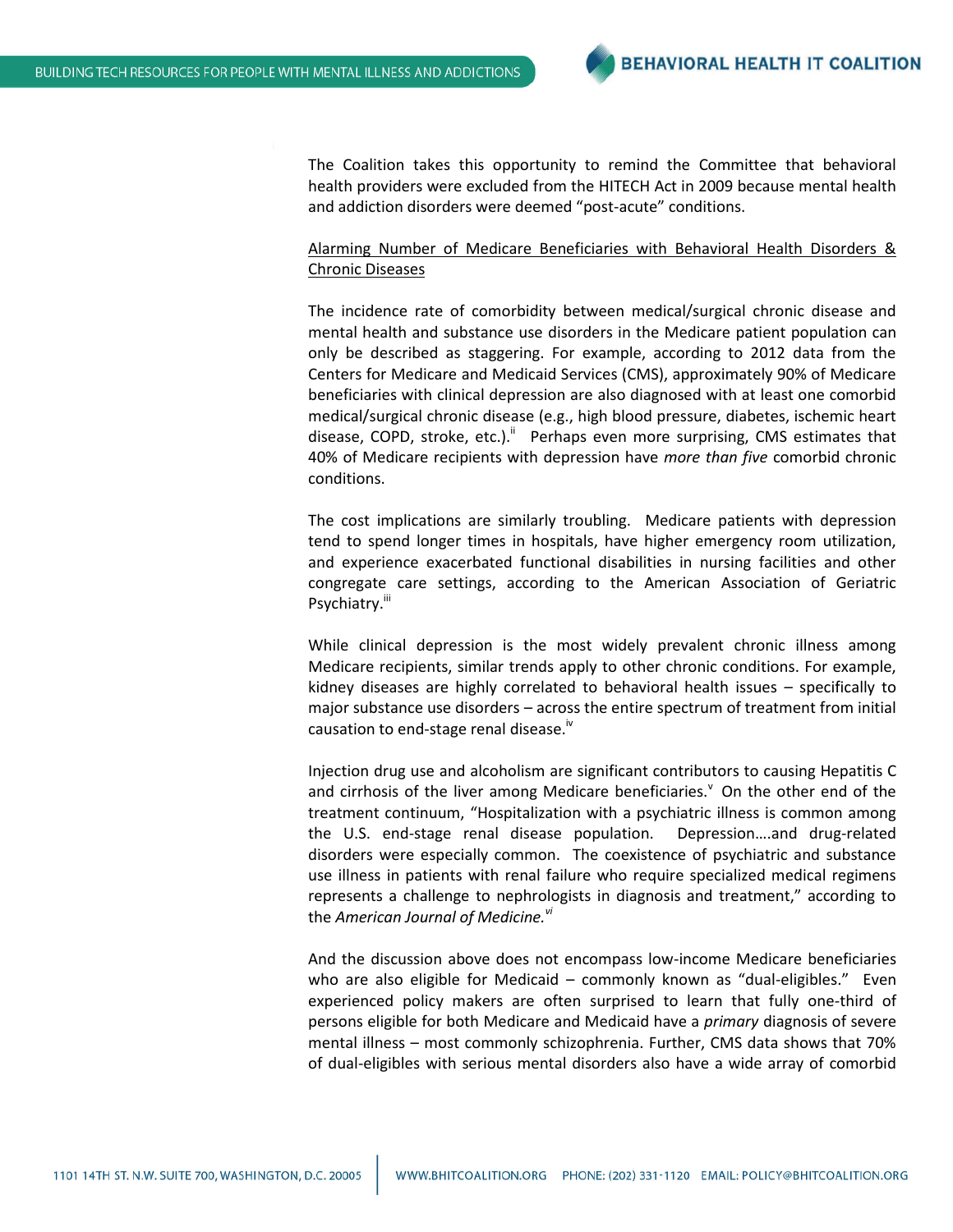The Coalition takes this opportunity to remind the Committee that behavioral health providers were excluded from the HITECH Act in 2009 because mental health and addiction disorders were deemed "post-acute" conditions.

Alarming Number of Medicare Beneficiaries with Behavioral Health Disorders & Chronic Diseases

The incidence rate of comorbidity between medical/surgical chronic disease and mental health and substance use disorders in the Medicare patient population can only be described as staggering. For example, according to 2012 data from the Centers for Medicare and Medicaid Services (CMS), approximately 90% of Medicare beneficiaries with clinical depression are also diagnosed with at least one comorbid medical/surgical chronic disease (e.g., high blood pressure, diabetes, ischemic heart disease, COPD, stroke, etc.).[ii] Perhaps even more surprising, CMS estimates that 40% of Medicare recipients with depression have *more than five* comorbid chronic conditions.

The cost implications are similarly troubling. Medicare patients with depression tend to spend longer times in hospitals, have higher emergency room utilization, and experience exacerbated functional disabilities in nursing facilities and other congregate care settings, according to the American Association of Geriatric Psychiatry.[iii]

While clinical depression is the most widely prevalent chronic illness among Medicare recipients, similar trends apply to other chronic conditions. For example, kidney diseases are highly correlated to behavioral health issues – specifically to major substance use disorders – across the entire spectrum of treatment from initial causation to end-stage renal disease.[iv]

Injection drug use and alcoholism are significant contributors to causing Hepatitis C and cirrhosis of the liver among Medicare beneficiaries.[v] On the other end of the treatment continuum, "Hospitalization with a psychiatric illness is common among the U.S. end-stage renal disease population. Depression….and drug-related disorders were especially common. The coexistence of psychiatric and substance use illness in patients with renal failure who require specialized medical regimens represents a challenge to nephrologists in diagnosis and treatment," according to the *American Journal of Medicine.*[vi]

And the discussion above does not encompass low-income Medicare beneficiaries who are also eligible for Medicaid – commonly known as "dual-eligibles." Even experienced policy makers are often surprised to learn that fully one-third of persons eligible for both Medicare and Medicaid have a *primary* diagnosis of severe mental illness – most commonly schizophrenia. Further, CMS data shows that 70% of dual-eligibles with serious mental disorders also have a wide array of comorbid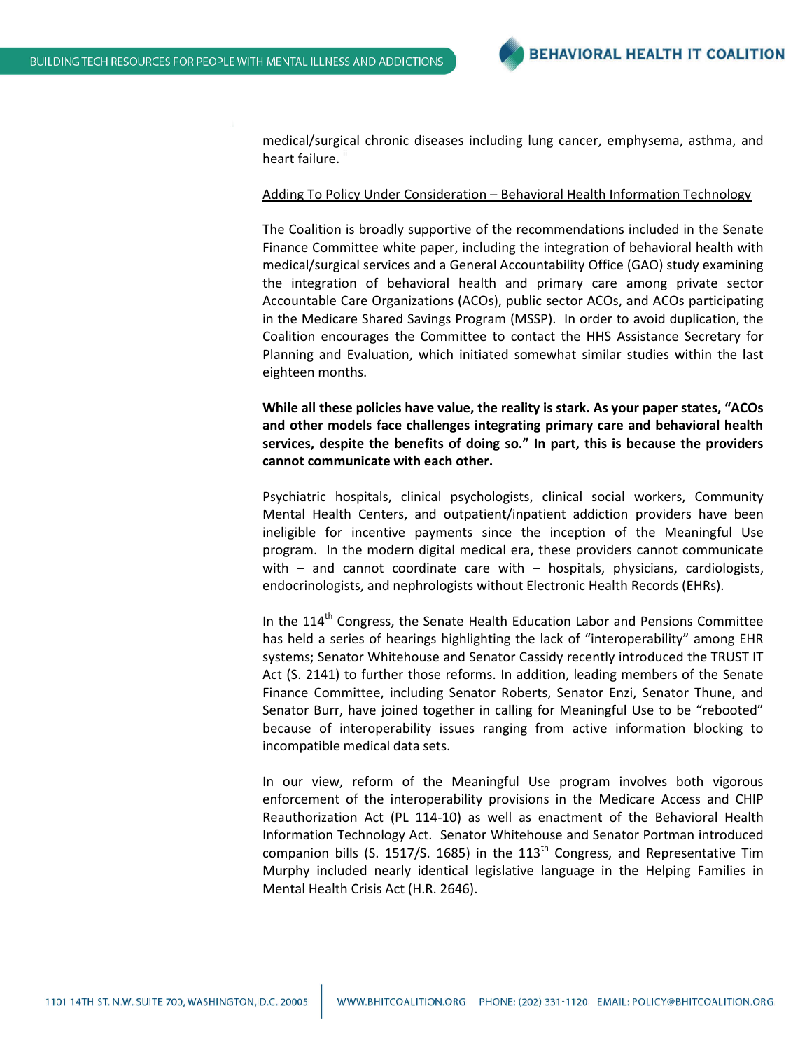medical/surgical chronic diseases including lung cancer, emphysema, asthma, and heart failure. [ii]

Adding To Policy Under Consideration – Behavioral Health Information Technology

The Coalition is broadly supportive of the recommendations included in the Senate Finance Committee white paper, including the integration of behavioral health with medical/surgical services and a General Accountability Office (GAO) study examining the integration of behavioral health and primary care among private sector Accountable Care Organizations (ACOs), public sector ACOs, and ACOs participating in the Medicare Shared Savings Program (MSSP). In order to avoid duplication, the Coalition encourages the Committee to contact the HHS Assistance Secretary for Planning and Evaluation, which initiated somewhat similar studies within the last eighteen months.

**While all these policies have value, the reality is stark. As your paper states, "ACOs and other models face challenges integrating primary care and behavioral health services, despite the benefits of doing so." In part, this is because the providers cannot communicate with each other.**

Psychiatric hospitals, clinical psychologists, clinical social workers, Community Mental Health Centers, and outpatient/inpatient addiction providers have been ineligible for incentive payments since the inception of the Meaningful Use program. In the modern digital medical era, these providers cannot communicate with – and cannot coordinate care with – hospitals, physicians, cardiologists, endocrinologists, and nephrologists without Electronic Health Records (EHRs).

In the 114th Congress, the Senate Health Education Labor and Pensions Committee has held a series of hearings highlighting the lack of "interoperability" among EHR systems; Senator Whitehouse and Senator Cassidy recently introduced the TRUST IT Act (S. 2141) to further those reforms. In addition, leading members of the Senate Finance Committee, including Senator Roberts, Senator Enzi, Senator Thune, and Senator Burr, have joined together in calling for Meaningful Use to be "rebooted" because of interoperability issues ranging from active information blocking to incompatible medical data sets.

In our view, reform of the Meaningful Use program involves both vigorous enforcement of the interoperability provisions in the Medicare Access and CHIP Reauthorization Act (PL 114-10) as well as enactment of the Behavioral Health Information Technology Act. Senator Whitehouse and Senator Portman introduced companion bills (S. 1517/S. 1685) in the 113th Congress, and Representative Tim Murphy included nearly identical legislative language in the Helping Families in Mental Health Crisis Act (H.R. 2646).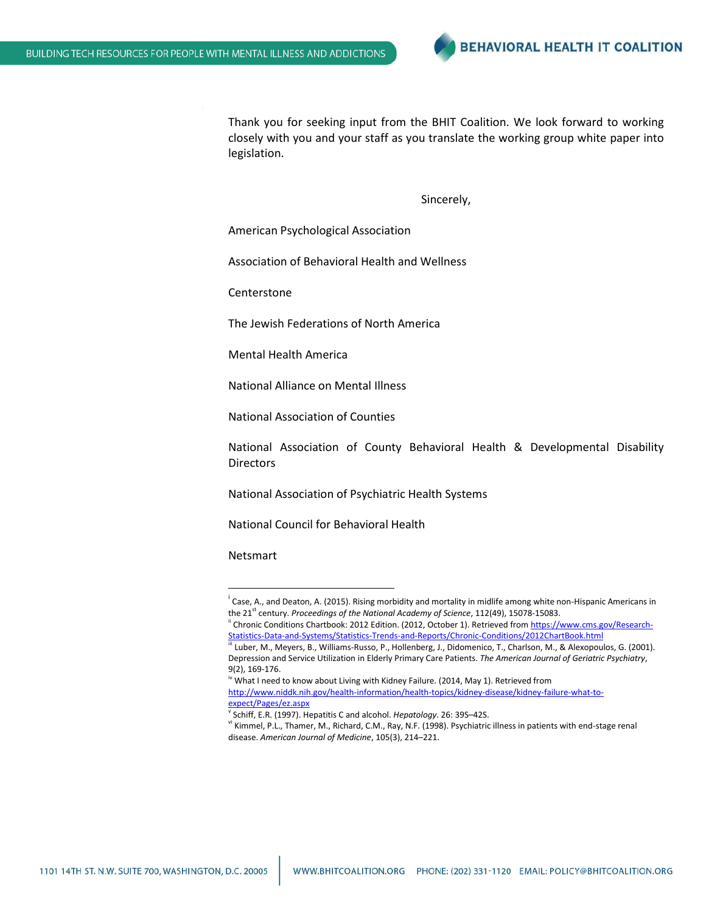Thank you for seeking input from the BHIT Coalition. We look forward to working closely with you and your staff as you translate the working group white paper into legislation.

Sincerely,

American Psychological Association

Association of Behavioral Health and Wellness

Centerstone

The Jewish Federations of North America

Mental Health America

National Alliance on Mental Illness

National Association of Counties

National Association of County Behavioral Health & Developmental Disability Directors

National Association of Psychiatric Health Systems

National Council for Behavioral Health

Netsmart

---

[i] Case, A., and Deaton, A. (2015). Rising morbidity and mortality in midlife among white non-Hispanic Americans in the 21st century. *Proceedings of the National Academy of Science*, 112(49), 15078-15083.

[ii] Chronic Conditions Chartbook: 2012 Edition. (2012, October 1). Retrieved from https://www.cms.gov/Research-Statistics-Data-and-Systems/Statistics-Trends-and-Reports/Chronic-Conditions/2012ChartBook.html

[iii] Luber, M., Meyers, B., Williams-Russo, P., Hollenberg, J., Didomenico, T., Charlson, M., & Alexopoulos, G. (2001). Depression and Service Utilization in Elderly Primary Care Patients. *The American Journal of Geriatric Psychiatry*, 9(2), 169-176.

[iv] What I need to know about Living with Kidney Failure. (2014, May 1). Retrieved from http://www.niddk.nih.gov/health-information/health-topics/kidney-disease/kidney-failure-what-to-expect/Pages/ez.aspx

[v] Schiff, E.R. (1997). Hepatitis C and alcohol. *Hepatology*. 26: 39S–42S.

[vi] Kimmel, P.L., Thamer, M., Richard, C.M., Ray, N.F. (1998). Psychiatric illness in patients with end-stage renal disease. *American Journal of Medicine*, 105(3), 214–221.